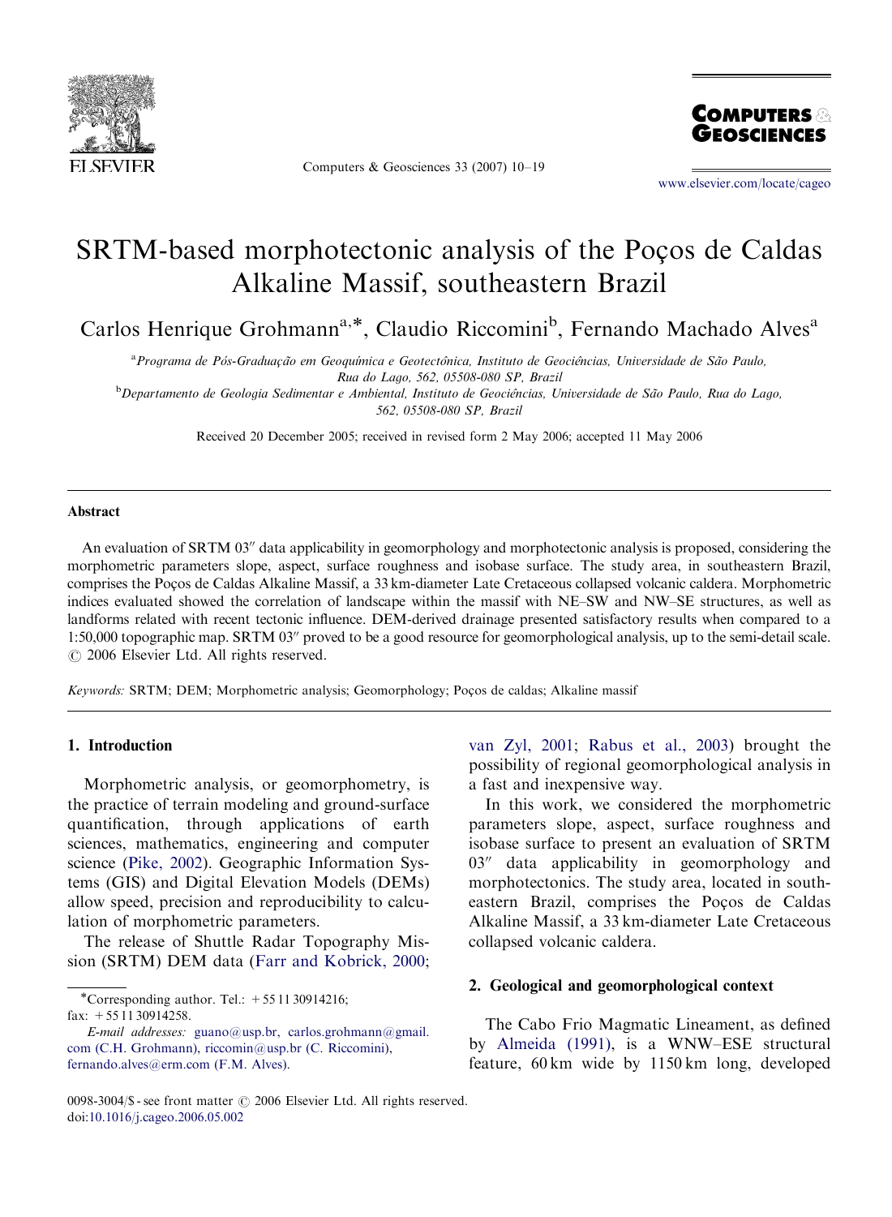# SRTM-based morphotectonic analysis of the Poços de Caldas Alkaline Massif, southeastern Brazil

Carlos Henrique Grohmann[a,*], Claudio Riccomini[b], Fernando Machado Alves[a]

[a] *Programa de Pós-Graduação em Geoquímica e Geotectônica, Instituto de Geociências, Universidade de São Paulo, Rua do Lago, 562, 05508-080 SP, Brazil*

[b] *Departamento de Geologia Sedimentar e Ambiental, Instituto de Geociências, Universidade de São Paulo, Rua do Lago, 562, 05508-080 SP, Brazil*

Received 20 December 2005; received in revised form 2 May 2006; accepted 11 May 2006

## Abstract

An evaluation of SRTM 03″ data applicability in geomorphology and morphotectonic analysis is proposed, considering the morphometric parameters slope, aspect, surface roughness and isobase surface. The study area, in southeastern Brazil, comprises the Poços de Caldas Alkaline Massif, a 33 km-diameter Late Cretaceous collapsed volcanic caldera. Morphometric indices evaluated showed the correlation of landscape within the massif with NE–SW and NW–SE structures, as well as landforms related with recent tectonic influence. DEM-derived drainage presented satisfactory results when compared to a 1:50,000 topographic map. SRTM 03″ proved to be a good resource for geomorphological analysis, up to the semi-detail scale.
© 2006 Elsevier Ltd. All rights reserved.

*Keywords:* SRTM; DEM; Morphometric analysis; Geomorphology; Poços de caldas; Alkaline massif

## 1. Introduction

Morphometric analysis, or geomorphometry, is the practice of terrain modeling and ground-surface quantification, through applications of earth sciences, mathematics, engineering and computer science (Pike, 2002). Geographic Information Systems (GIS) and Digital Elevation Models (DEMs) allow speed, precision and reproducibility to calculation of morphometric parameters.

The release of Shuttle Radar Topography Mission (SRTM) DEM data (Farr and Kobrick, 2000; van Zyl, 2001; Rabus et al., 2003) brought the possibility of regional geomorphological analysis in a fast and inexpensive way.

In this work, we considered the morphometric parameters slope, aspect, surface roughness and isobase surface to present an evaluation of SRTM 03″ data applicability in geomorphology and morphotectonics. The study area, located in southeastern Brazil, comprises the Poços de Caldas Alkaline Massif, a 33 km-diameter Late Cretaceous collapsed volcanic caldera.

## 2. Geological and geomorphological context

The Cabo Frio Magmatic Lineament, as defined by Almeida (1991), is a WNW–ESE structural feature, 60 km wide by 1150 km long, developed

*Corresponding author. Tel.: +55 11 30914216; fax: +55 11 30914258.
*E-mail addresses:* guano@usp.br, carlos.grohmann@gmail.com (C.H. Grohmann), riccomin@usp.br (C. Riccomini), fernando.alves@erm.com (F.M. Alves).

0098-3004/$ - see front matter © 2006 Elsevier Ltd. All rights reserved.
doi:10.1016/j.cageo.2006.05.002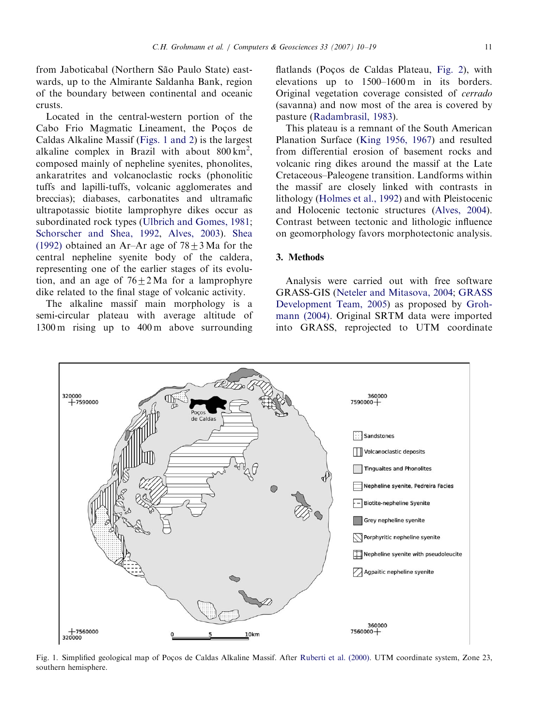from Jaboticabal (Northern São Paulo State) eastwards, up to the Almirante Saldanha Bank, region of the boundary between continental and oceanic crusts.

Located in the central-western portion of the Cabo Frio Magmatic Lineament, the Poços de Caldas Alkaline Massif (Figs. 1 and 2) is the largest alkaline complex in Brazil with about 800 km$^2$, composed mainly of nepheline syenites, phonolites, ankaratrites and volcanoclastic rocks (phonolitic tuffs and lapilli-tuffs, volcanic agglomerates and breccias); diabases, carbonatites and ultramafic ultrapotassic biotite lamprophyre dikes occur as subordinated rock types (Ulbrich and Gomes, 1981; Schorscher and Shea, 1992, Alves, 2003). Shea (1992) obtained an Ar–Ar age of $78 \pm 3$ Ma for the central nepheline syenite body of the caldera, representing one of the earlier stages of its evolution, and an age of $76 \pm 2$ Ma for a lamprophyre dike related to the final stage of volcanic activity.

The alkaline massif main morphology is a semi-circular plateau with average altitude of 1300 m rising up to 400 m above surrounding flatlands (Poços de Caldas Plateau, Fig. 2), with elevations up to 1500–1600 m in its borders. Original vegetation coverage consisted of *cerrado* (savanna) and now most of the area is covered by pasture (Radambrasil, 1983).

This plateau is a remnant of the South American Planation Surface (King 1956, 1967) and resulted from differential erosion of basement rocks and volcanic ring dikes around the massif at the Late Cretaceous–Paleogene transition. Landforms within the massif are closely linked with contrasts in lithology (Holmes et al., 1992) and with Pleistocenic and Holocenic tectonic structures (Alves, 2004). Contrast between tectonic and lithologic influence on geomorphology favors morphotectonic analysis.

## 3. Methods

Analysis were carried out with free software GRASS-GIS (Neteler and Mitasova, 2004; GRASS Development Team, 2005) as proposed by Grohmann (2004). Original SRTM data were imported into GRASS, reprojected to UTM coordinate

Fig. 1. Simplified geological map of Poços de Caldas Alkaline Massif. After Ruberti et al. (2000). UTM coordinate system, Zone 23, southern hemisphere.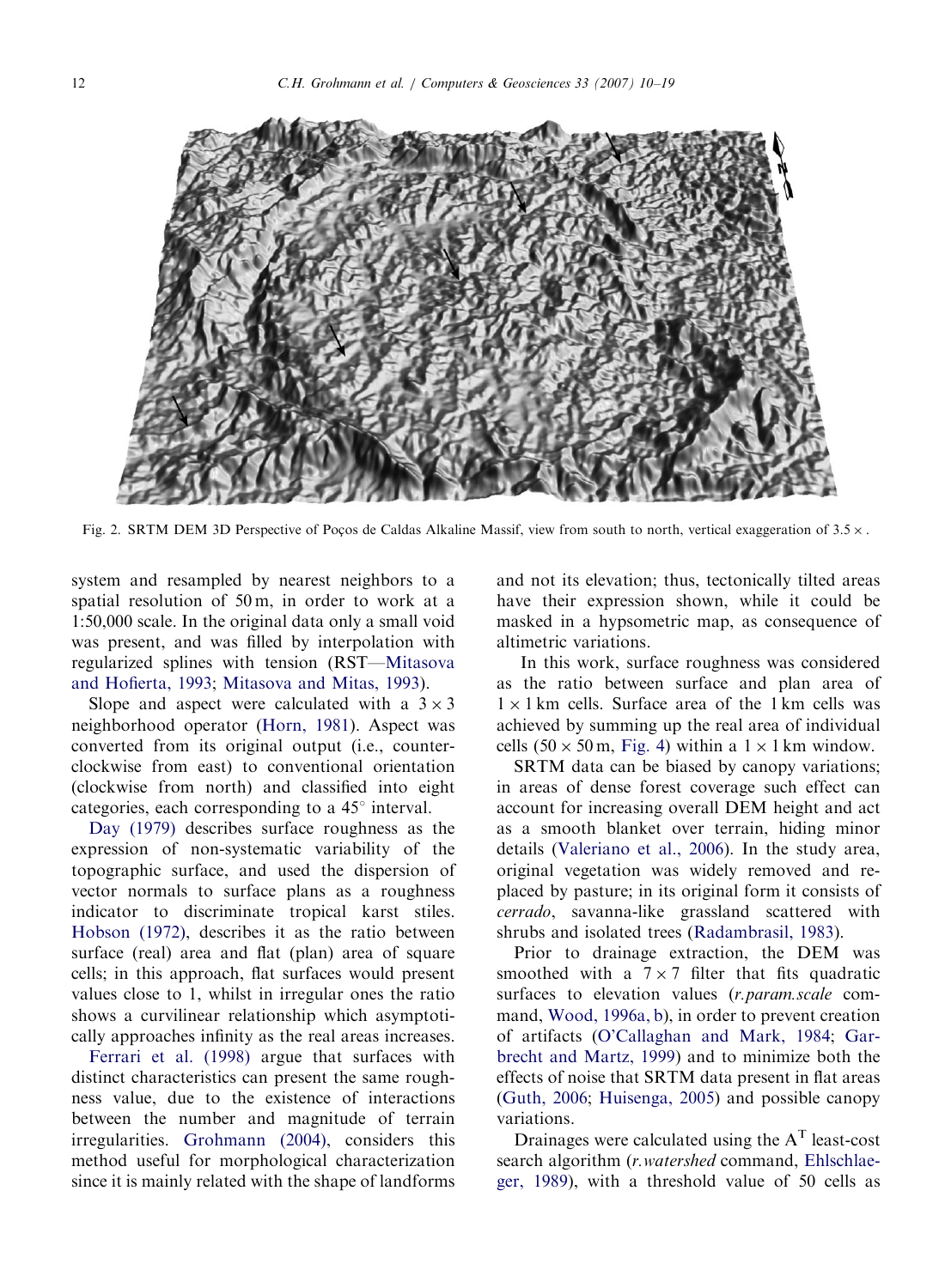Fig. 2. SRTM DEM 3D Perspective of Poços de Caldas Alkaline Massif, view from south to north, vertical exaggeration of 3.5 ×.

system and resampled by nearest neighbors to a spatial resolution of 50 m, in order to work at a 1:50,000 scale. In the original data only a small void was present, and was filled by interpolation with regularized splines with tension (RST—Mitasova and Hofierta, 1993; Mitasova and Mitas, 1993).

Slope and aspect were calculated with a 3 × 3 neighborhood operator (Horn, 1981). Aspect was converted from its original output (i.e., counterclockwise from east) to conventional orientation (clockwise from north) and classified into eight categories, each corresponding to a 45° interval.

Day (1979) describes surface roughness as the expression of non-systematic variability of the topographic surface, and used the dispersion of vector normals to surface plans as a roughness indicator to discriminate tropical karst stiles. Hobson (1972), describes it as the ratio between surface (real) area and flat (plan) area of square cells; in this approach, flat surfaces would present values close to 1, whilst in irregular ones the ratio shows a curvilinear relationship which asymptotically approaches infinity as the real areas increases.

Ferrari et al. (1998) argue that surfaces with distinct characteristics can present the same roughness value, due to the existence of interactions between the number and magnitude of terrain irregularities. Grohmann (2004), considers this method useful for morphological characterization since it is mainly related with the shape of landforms and not its elevation; thus, tectonically tilted areas have their expression shown, while it could be masked in a hypsometric map, as consequence of altimetric variations.

In this work, surface roughness was considered as the ratio between surface and plan area of 1 × 1 km cells. Surface area of the 1 km cells was achieved by summing up the real area of individual cells (50 × 50 m, Fig. 4) within a 1 × 1 km window.

SRTM data can be biased by canopy variations; in areas of dense forest coverage such effect can account for increasing overall DEM height and act as a smooth blanket over terrain, hiding minor details (Valeriano et al., 2006). In the study area, original vegetation was widely removed and replaced by pasture; in its original form it consists of *cerrado*, savanna-like grassland scattered with shrubs and isolated trees (Radambrasil, 1983).

Prior to drainage extraction, the DEM was smoothed with a 7 × 7 filter that fits quadratic surfaces to elevation values (*r.param.scale* command, Wood, 1996a, b), in order to prevent creation of artifacts (O'Callaghan and Mark, 1984; Garbrecht and Martz, 1999) and to minimize both the effects of noise that SRTM data present in flat areas (Guth, 2006; Huisenga, 2005) and possible canopy variations.

Drainages were calculated using the $A^T$ least-cost search algorithm (*r.watershed* command, Ehlschlaeger, 1989), with a threshold value of 50 cells as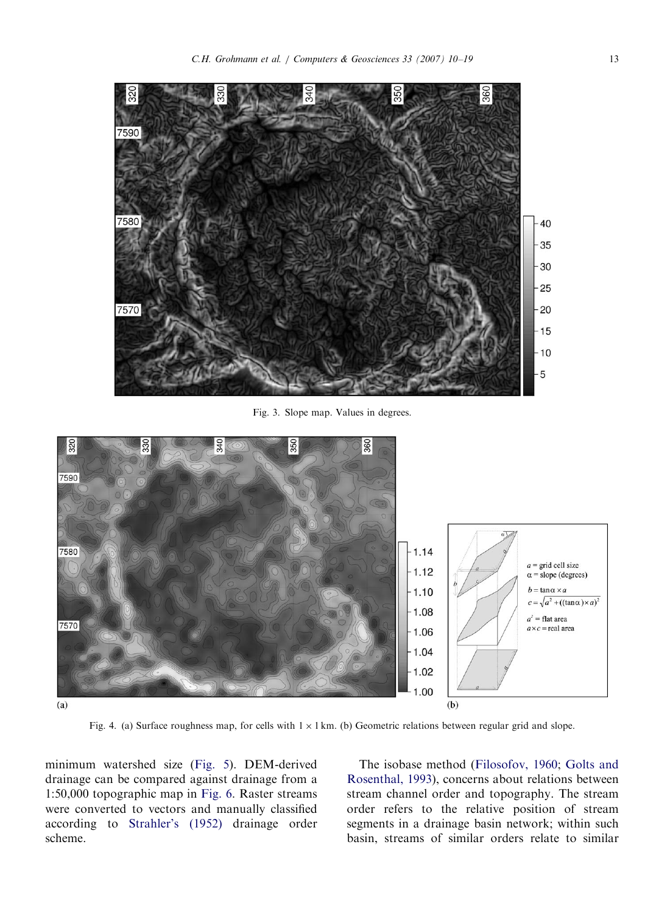Fig. 3. Slope map. Values in degrees.

Fig. 4. (a) Surface roughness map, for cells with 1 × 1 km. (b) Geometric relations between regular grid and slope.

minimum watershed size (Fig. 5). DEM-derived drainage can be compared against drainage from a 1:50,000 topographic map in Fig. 6. Raster streams were converted to vectors and manually classified according to Strahler's (1952) drainage order scheme.

The isobase method (Filosofov, 1960; Golts and Rosenthal, 1993), concerns about relations between stream channel order and topography. The stream order refers to the relative position of stream segments in a drainage basin network; within such basin, streams of similar orders relate to similar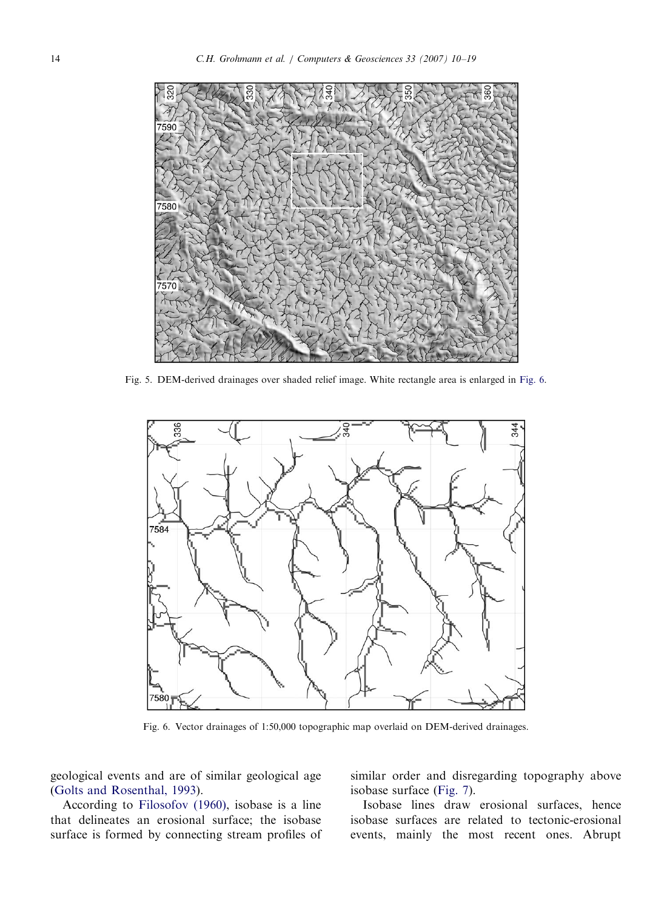Fig. 5. DEM-derived drainages over shaded relief image. White rectangle area is enlarged in Fig. 6.

Fig. 6. Vector drainages of 1:50,000 topographic map overlaid on DEM-derived drainages.

geological events and are of similar geological age (Golts and Rosenthal, 1993).

According to Filosofov (1960), isobase is a line that delineates an erosional surface; the isobase surface is formed by connecting stream profiles of similar order and disregarding topography above isobase surface (Fig. 7).

Isobase lines draw erosional surfaces, hence isobase surfaces are related to tectonic-erosional events, mainly the most recent ones. Abrupt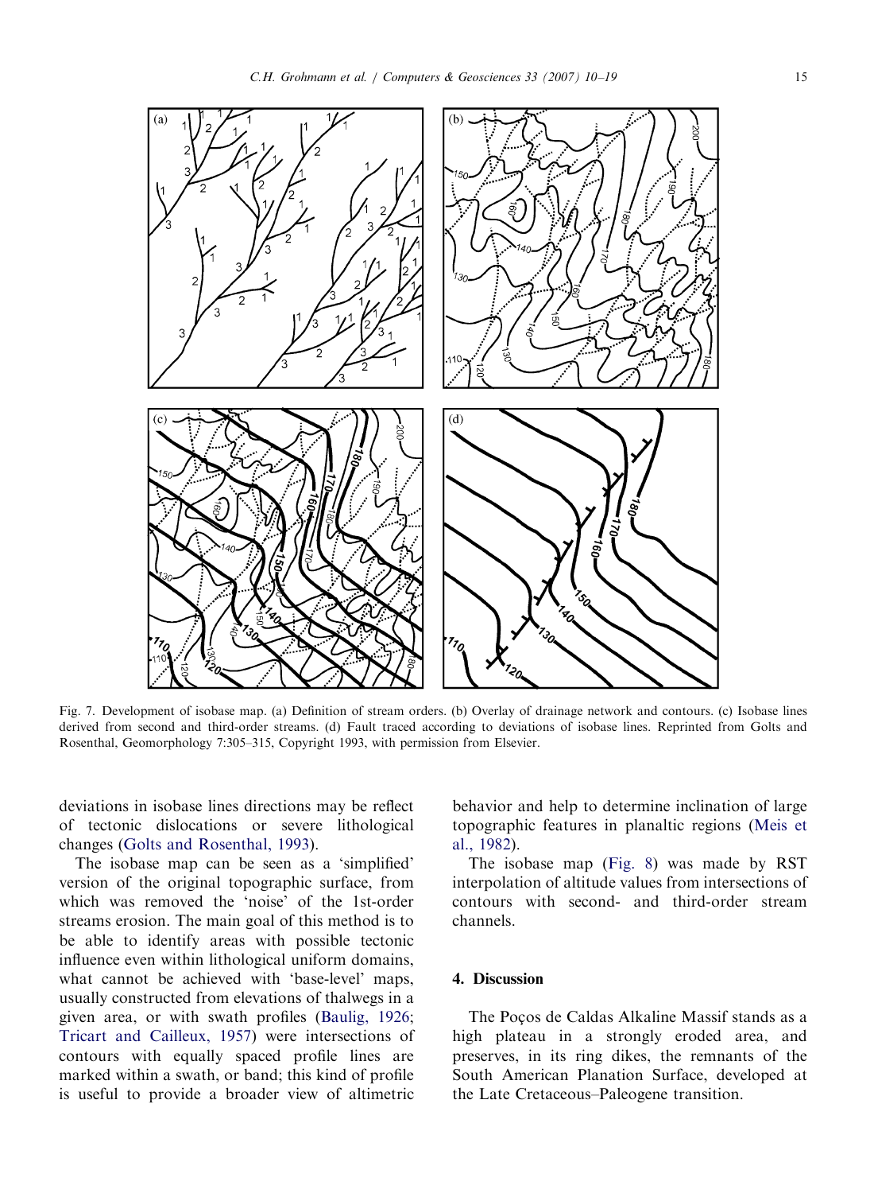Fig. 7. Development of isobase map. (a) Definition of stream orders. (b) Overlay of drainage network and contours. (c) Isobase lines derived from second and third-order streams. (d) Fault traced according to deviations of isobase lines. Reprinted from Golts and Rosenthal, Geomorphology 7:305–315, Copyright 1993, with permission from Elsevier.

deviations in isobase lines directions may be reflect of tectonic dislocations or severe lithological changes (Golts and Rosenthal, 1993).

The isobase map can be seen as a 'simplified' version of the original topographic surface, from which was removed the 'noise' of the 1st-order streams erosion. The main goal of this method is to be able to identify areas with possible tectonic influence even within lithological uniform domains, what cannot be achieved with 'base-level' maps, usually constructed from elevations of thalwegs in a given area, or with swath profiles (Baulig, 1926; Tricart and Cailleux, 1957) were intersections of contours with equally spaced profile lines are marked within a swath, or band; this kind of profile is useful to provide a broader view of altimetric behavior and help to determine inclination of large topographic features in planaltic regions (Meis et al., 1982).

The isobase map (Fig. 8) was made by RST interpolation of altitude values from intersections of contours with second- and third-order stream channels.

## 4. Discussion

The Poços de Caldas Alkaline Massif stands as a high plateau in a strongly eroded area, and preserves, in its ring dikes, the remnants of the South American Planation Surface, developed at the Late Cretaceous–Paleogene transition.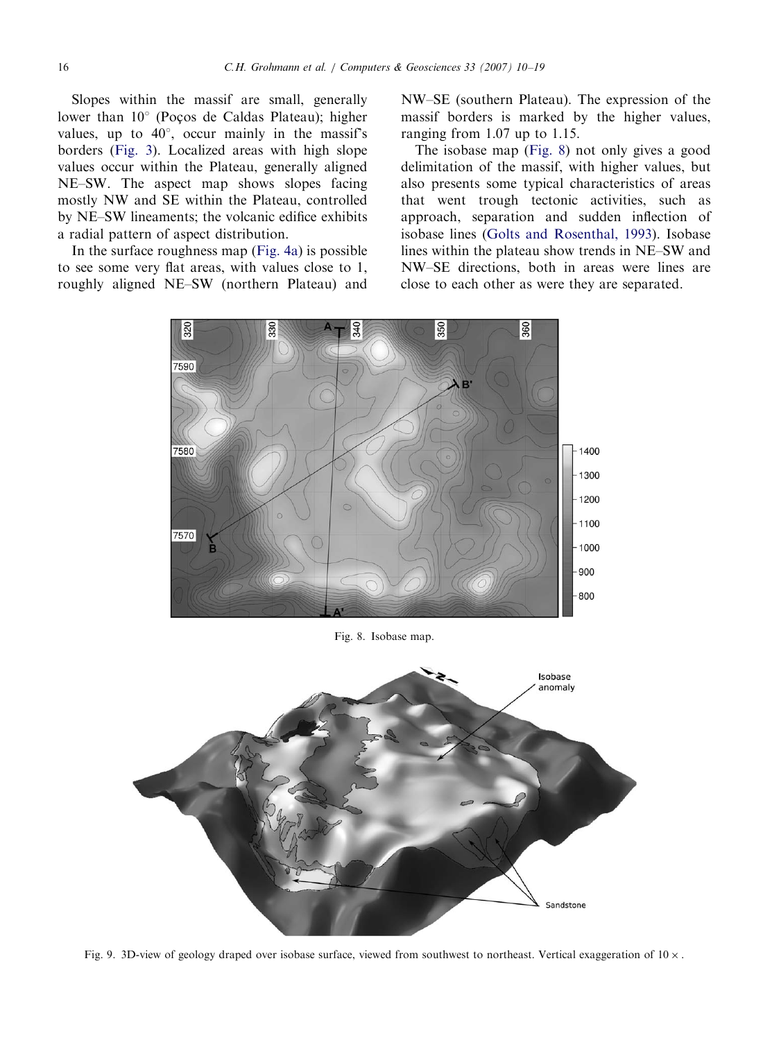Slopes within the massif are small, generally lower than 10° (Poços de Caldas Plateau); higher values, up to 40°, occur mainly in the massif's borders (Fig. 3). Localized areas with high slope values occur within the Plateau, generally aligned NE–SW. The aspect map shows slopes facing mostly NW and SE within the Plateau, controlled by NE–SW lineaments; the volcanic edifice exhibits a radial pattern of aspect distribution.

In the surface roughness map (Fig. 4a) is possible to see some very flat areas, with values close to 1, roughly aligned NE–SW (northern Plateau) and NW–SE (southern Plateau). The expression of the massif borders is marked by the higher values, ranging from 1.07 up to 1.15.

The isobase map (Fig. 8) not only gives a good delimitation of the massif, with higher values, but also presents some typical characteristics of areas that went trough tectonic activities, such as approach, separation and sudden inflection of isobase lines (Golts and Rosenthal, 1993). Isobase lines within the plateau show trends in NE–SW and NW–SE directions, both in areas were lines are close to each other as were they are separated.

Fig. 8. Isobase map.

Fig. 9. 3D-view of geology draped over isobase surface, viewed from southwest to northeast. Vertical exaggeration of 10×.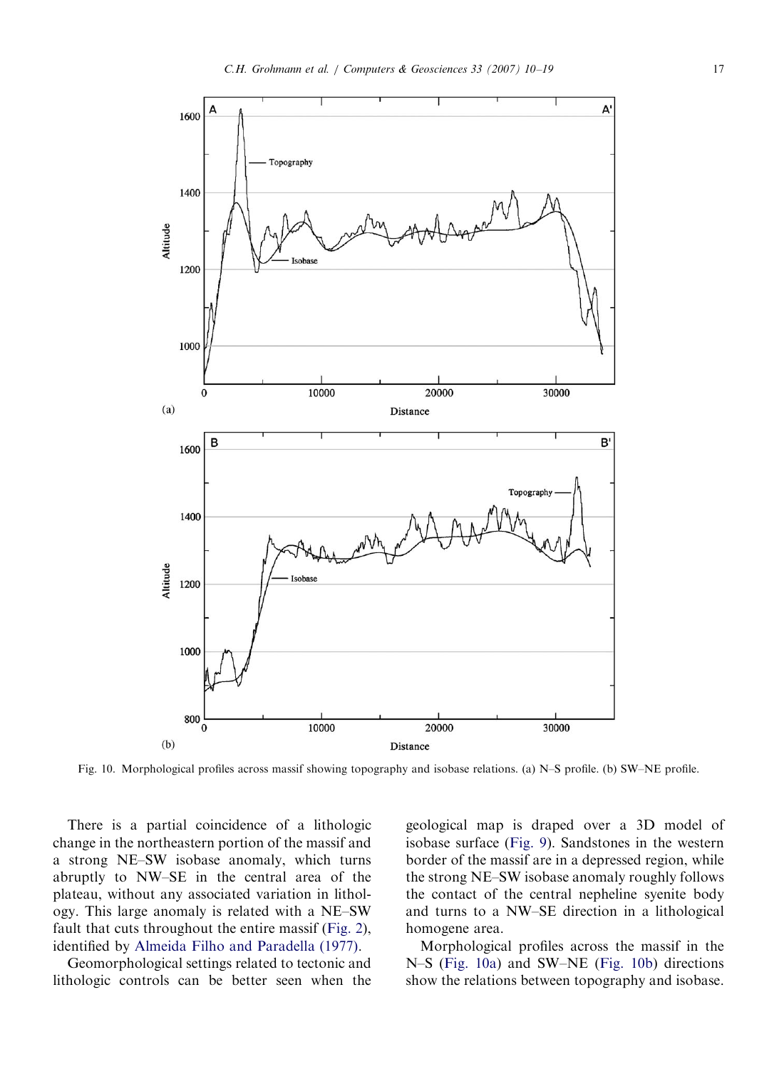Fig. 10. Morphological profiles across massif showing topography and isobase relations. (a) N–S profile. (b) SW–NE profile.

There is a partial coincidence of a lithologic change in the northeastern portion of the massif and a strong NE–SW isobase anomaly, which turns abruptly to NW–SE in the central area of the plateau, without any associated variation in lithology. This large anomaly is related with a NE–SW fault that cuts throughout the entire massif (Fig. 2), identified by Almeida Filho and Paradella (1977).

Geomorphological settings related to tectonic and lithologic controls can be better seen when the geological map is draped over a 3D model of isobase surface (Fig. 9). Sandstones in the western border of the massif are in a depressed region, while the strong NE–SW isobase anomaly roughly follows the contact of the central nepheline syenite body and turns to a NW–SE direction in a lithological homogene area.

Morphological profiles across the massif in the N–S (Fig. 10a) and SW–NE (Fig. 10b) directions show the relations between topography and isobase.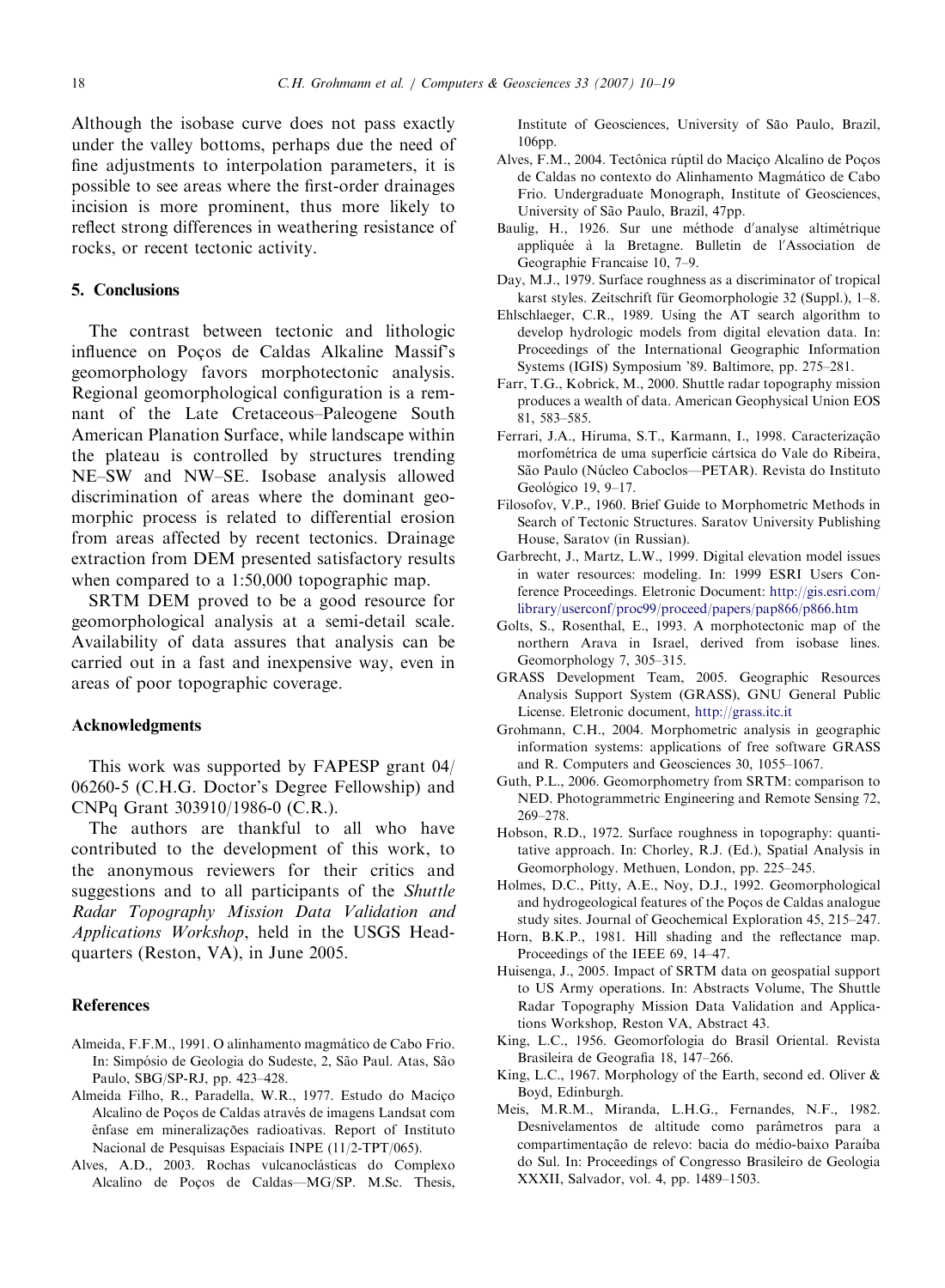Although the isobase curve does not pass exactly under the valley bottoms, perhaps due the need of fine adjustments to interpolation parameters, it is possible to see areas where the first-order drainages incision is more prominent, thus more likely to reflect strong differences in weathering resistance of rocks, or recent tectonic activity.

## 5. Conclusions

The contrast between tectonic and lithologic influence on Poços de Caldas Alkaline Massif's geomorphology favors morphotectonic analysis. Regional geomorphological configuration is a remnant of the Late Cretaceous–Paleogene South American Planation Surface, while landscape within the plateau is controlled by structures trending NE–SW and NW–SE. Isobase analysis allowed discrimination of areas where the dominant geomorphic process is related to differential erosion from areas affected by recent tectonics. Drainage extraction from DEM presented satisfactory results when compared to a 1:50,000 topographic map.

SRTM DEM proved to be a good resource for geomorphological analysis at a semi-detail scale. Availability of data assures that analysis can be carried out in a fast and inexpensive way, even in areas of poor topographic coverage.

## Acknowledgments

This work was supported by FAPESP grant 04/06260-5 (C.H.G. Doctor's Degree Fellowship) and CNPq Grant 303910/1986-0 (C.R.).

The authors are thankful to all who have contributed to the development of this work, to the anonymous reviewers for their critics and suggestions and to all participants of the *Shuttle Radar Topography Mission Data Validation and Applications Workshop*, held in the USGS Headquarters (Reston, VA), in June 2005.

## References

Almeida, F.F.M., 1991. O alinhamento magmático de Cabo Frio. In: Simpósio de Geologia do Sudeste, 2, São Paul. Atas, São Paulo, SBG/SP-RJ, pp. 423–428.

Almeida Filho, R., Paradella, W.R., 1977. Estudo do Maciço Alcalino de Poços de Caldas através de imagens Landsat com ênfase em mineralizações radioativas. Report of Instituto Nacional de Pesquisas Espaciais INPE (11/2-TPT/065).

Alves, A.D., 2003. Rochas vulcanoclásticas do Complexo Alcalino de Poços de Caldas—MG/SP. M.Sc. Thesis, Institute of Geosciences, University of São Paulo, Brazil, 106pp.

Alves, F.M., 2004. Tectônica rúptil do Maciço Alcalino de Poços de Caldas no contexto do Alinhamento Magmático de Cabo Frio. Undergraduate Monograph, Institute of Geosciences, University of São Paulo, Brazil, 47pp.

Baulig, H., 1926. Sur une méthode d'analyse altimétrique appliquée à la Bretagne. Bulletin de l'Association de Geographie Francaise 10, 7–9.

Day, M.J., 1979. Surface roughness as a discriminator of tropical karst styles. Zeitschrift für Geomorphologie 32 (Suppl.), 1–8.

Ehlschlaeger, C.R., 1989. Using the AT search algorithm to develop hydrologic models from digital elevation data. In: Proceedings of the International Geographic Information Systems (IGIS) Symposium '89. Baltimore, pp. 275–281.

Farr, T.G., Kobrick, M., 2000. Shuttle radar topography mission produces a wealth of data. American Geophysical Union EOS 81, 583–585.

Ferrari, J.A., Hiruma, S.T., Karmann, I., 1998. Caracterização morfométrica de uma superfície cártsica do Vale do Ribeira, São Paulo (Núcleo Caboclos—PETAR). Revista do Instituto Geológico 19, 9–17.

Filosofov, V.P., 1960. Brief Guide to Morphometric Methods in Search of Tectonic Structures. Saratov University Publishing House, Saratov (in Russian).

Garbrecht, J., Martz, L.W., 1999. Digital elevation model issues in water resources: modeling. In: 1999 ESRI Users Conference Proceedings. Eletronic Document: http://gis.esri.com/library/userconf/proc99/proceed/papers/pap866/p866.htm

Golts, S., Rosenthal, E., 1993. A morphotectonic map of the northern Arava in Israel, derived from isobase lines. Geomorphology 7, 305–315.

GRASS Development Team, 2005. Geographic Resources Analysis Support System (GRASS), GNU General Public License. Eletronic document, http://grass.itc.it

Grohmann, C.H., 2004. Morphometric analysis in geographic information systems: applications of free software GRASS and R. Computers and Geosciences 30, 1055–1067.

Guth, P.L., 2006. Geomorphometry from SRTM: comparison to NED. Photogrammetric Engineering and Remote Sensing 72, 269–278.

Hobson, R.D., 1972. Surface roughness in topography: quantitative approach. In: Chorley, R.J. (Ed.), Spatial Analysis in Geomorphology. Methuen, London, pp. 225–245.

Holmes, D.C., Pitty, A.E., Noy, D.J., 1992. Geomorphological and hydrogeological features of the Poços de Caldas analogue study sites. Journal of Geochemical Exploration 45, 215–247.

Horn, B.K.P., 1981. Hill shading and the reflectance map. Proceedings of the IEEE 69, 14–47.

Huisenga, J., 2005. Impact of SRTM data on geospatial support to US Army operations. In: Abstracts Volume, The Shuttle Radar Topography Mission Data Validation and Applications Workshop, Reston VA, Abstract 43.

King, L.C., 1956. Geomorfologia do Brasil Oriental. Revista Brasileira de Geografia 18, 147–266.

King, L.C., 1967. Morphology of the Earth, second ed. Oliver & Boyd, Edinburgh.

Meis, M.R.M., Miranda, L.H.G., Fernandes, N.F., 1982. Desnivelamentos de altitude como parâmetros para a compartimentação de relevo: bacia do médio-baixo Paraíba do Sul. In: Proceedings of Congresso Brasileiro de Geologia XXXII, Salvador, vol. 4, pp. 1489–1503.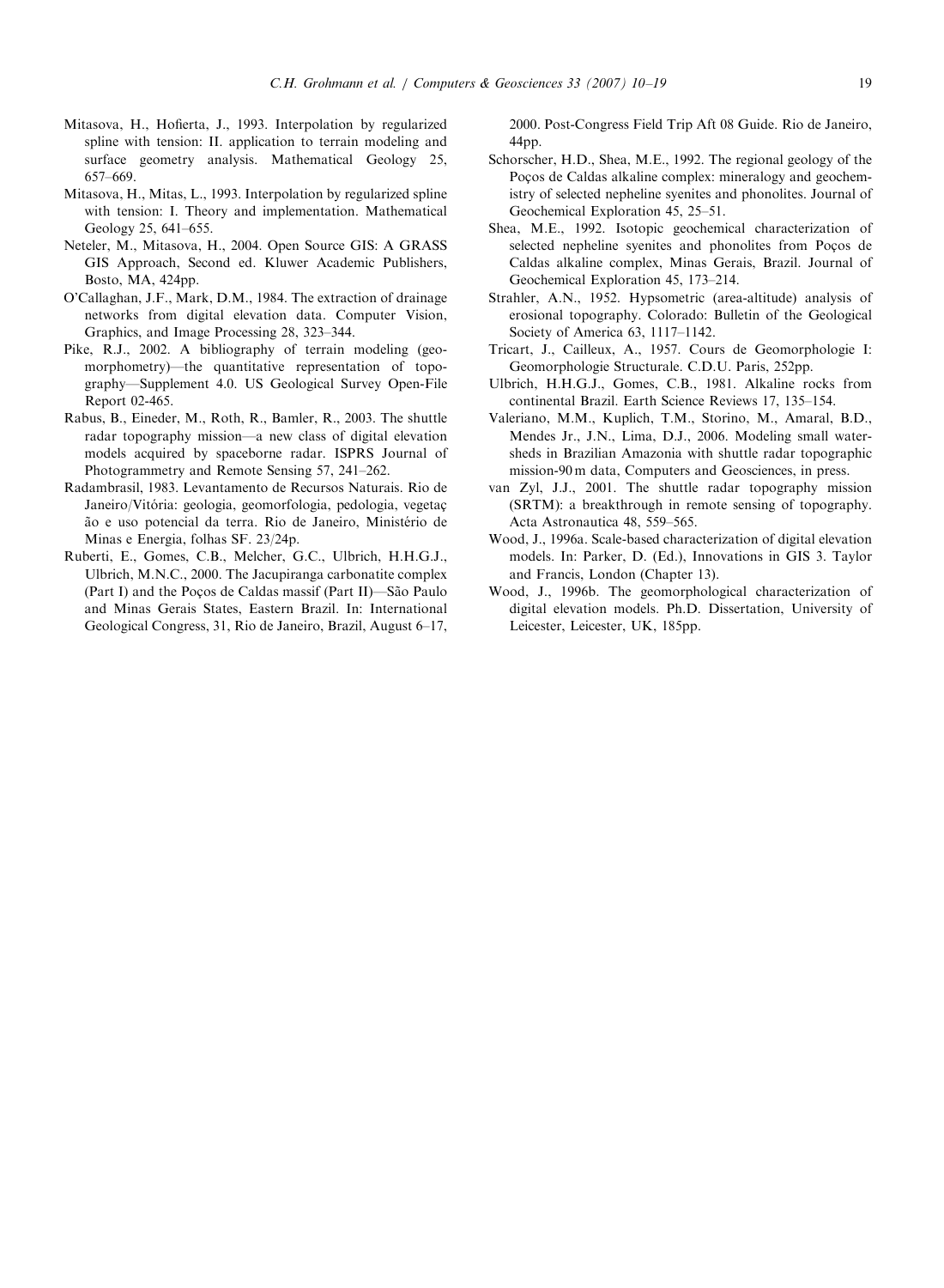Mitasova, H., Hofierta, J., 1993. Interpolation by regularized spline with tension: II. application to terrain modeling and surface geometry analysis. Mathematical Geology 25, 657–669.

Mitasova, H., Mitas, L., 1993. Interpolation by regularized spline with tension: I. Theory and implementation. Mathematical Geology 25, 641–655.

Neteler, M., Mitasova, H., 2004. Open Source GIS: A GRASS GIS Approach, Second ed. Kluwer Academic Publishers, Bosto, MA, 424pp.

O'Callaghan, J.F., Mark, D.M., 1984. The extraction of drainage networks from digital elevation data. Computer Vision, Graphics, and Image Processing 28, 323–344.

Pike, R.J., 2002. A bibliography of terrain modeling (geomorphometry)—the quantitative representation of topography—Supplement 4.0. US Geological Survey Open-File Report 02-465.

Rabus, B., Eineder, M., Roth, R., Bamler, R., 2003. The shuttle radar topography mission—a new class of digital elevation models acquired by spaceborne radar. ISPRS Journal of Photogrammetry and Remote Sensing 57, 241–262.

Radambrasil, 1983. Levantamento de Recursos Naturais. Rio de Janeiro/Vitória: geologia, geomorfologia, pedologia, vegetaç ão e uso potencial da terra. Rio de Janeiro, Ministério de Minas e Energia, folhas SF. 23/24p.

Ruberti, E., Gomes, C.B., Melcher, G.C., Ulbrich, H.H.G.J., Ulbrich, M.N.C., 2000. The Jacupiranga carbonatite complex (Part I) and the Poços de Caldas massif (Part II)—São Paulo and Minas Gerais States, Eastern Brazil. In: International Geological Congress, 31, Rio de Janeiro, Brazil, August 6–17, 2000. Post-Congress Field Trip Aft 08 Guide. Rio de Janeiro, 44pp.

Schorscher, H.D., Shea, M.E., 1992. The regional geology of the Poços de Caldas alkaline complex: mineralogy and geochemistry of selected nepheline syenites and phonolites. Journal of Geochemical Exploration 45, 25–51.

Shea, M.E., 1992. Isotopic geochemical characterization of selected nepheline syenites and phonolites from Poços de Caldas alkaline complex, Minas Gerais, Brazil. Journal of Geochemical Exploration 45, 173–214.

Strahler, A.N., 1952. Hypsometric (area-altitude) analysis of erosional topography. Colorado: Bulletin of the Geological Society of America 63, 1117–1142.

Tricart, J., Cailleux, A., 1957. Cours de Geomorphologie I: Geomorphologie Structurale. C.D.U. Paris, 252pp.

Ulbrich, H.H.G.J., Gomes, C.B., 1981. Alkaline rocks from continental Brazil. Earth Science Reviews 17, 135–154.

Valeriano, M.M., Kuplich, T.M., Storino, M., Amaral, B.D., Mendes Jr., J.N., Lima, D.J., 2006. Modeling small watersheds in Brazilian Amazonia with shuttle radar topographic mission-90 m data, Computers and Geosciences, in press.

van Zyl, J.J., 2001. The shuttle radar topography mission (SRTM): a breakthrough in remote sensing of topography. Acta Astronautica 48, 559–565.

Wood, J., 1996a. Scale-based characterization of digital elevation models. In: Parker, D. (Ed.), Innovations in GIS 3. Taylor and Francis, London (Chapter 13).

Wood, J., 1996b. The geomorphological characterization of digital elevation models. Ph.D. Dissertation, University of Leicester, Leicester, UK, 185pp.